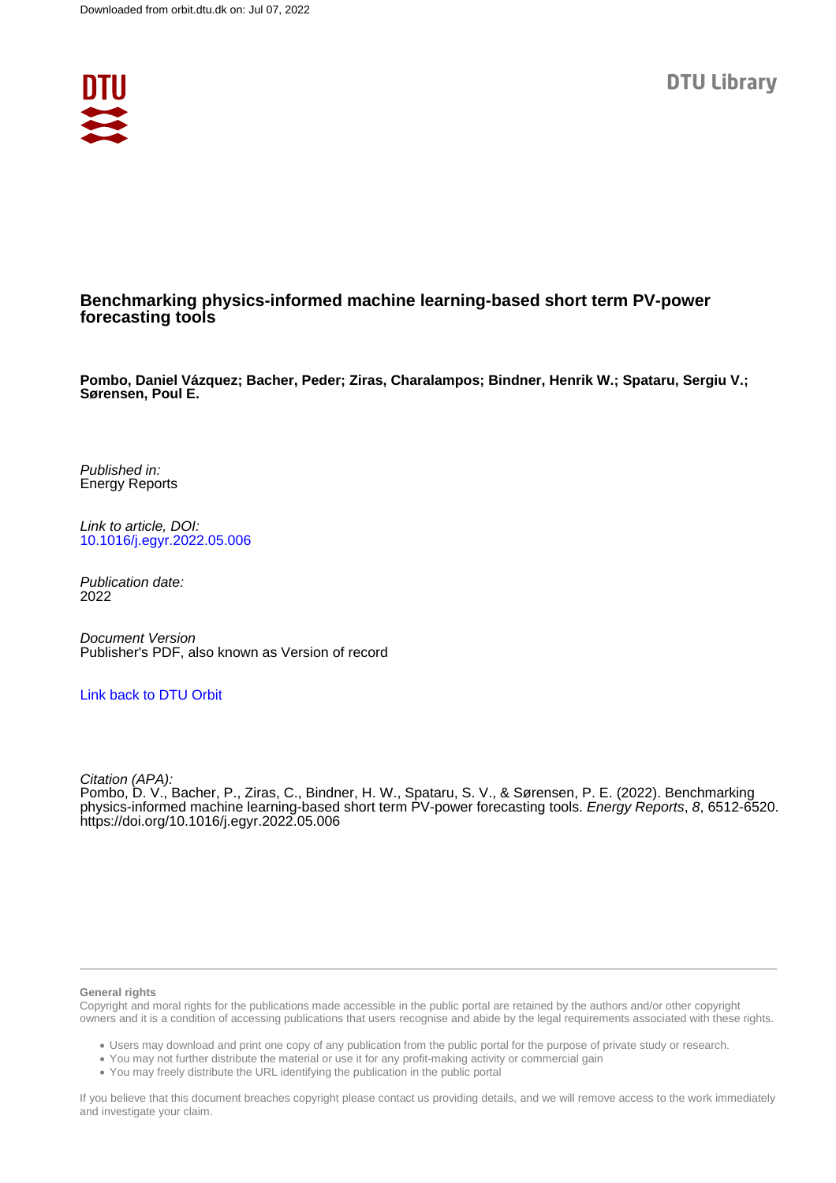Downloaded from orbit.dtu.dk on: Jul 07, 2022

DTU Library

# Benchmarking physics-informed machine learning-based short term PV-power forecasting tools

**Pombo, Daniel Vázquez; Bacher, Peder; Ziras, Charalampos; Bindner, Henrik W.; Spataru, Sergiu V.; Sørensen, Poul E.**

*Published in:*
Energy Reports

*Link to article, DOI:*
10.1016/j.egyr.2022.05.006

*Publication date:*
2022

*Document Version*
Publisher's PDF, also known as Version of record

Link back to DTU Orbit

*Citation (APA):*
Pombo, D. V., Bacher, P., Ziras, C., Bindner, H. W., Spataru, S. V., & Sørensen, P. E. (2022). Benchmarking physics-informed machine learning-based short term PV-power forecasting tools. *Energy Reports*, *8*, 6512-6520. https://doi.org/10.1016/j.egyr.2022.05.006

**General rights**

Copyright and moral rights for the publications made accessible in the public portal are retained by the authors and/or other copyright owners and it is a condition of accessing publications that users recognise and abide by the legal requirements associated with these rights.

- Users may download and print one copy of any publication from the public portal for the purpose of private study or research.
- You may not further distribute the material or use it for any profit-making activity or commercial gain
- You may freely distribute the URL identifying the publication in the public portal

If you believe that this document breaches copyright please contact us providing details, and we will remove access to the work immediately and investigate your claim.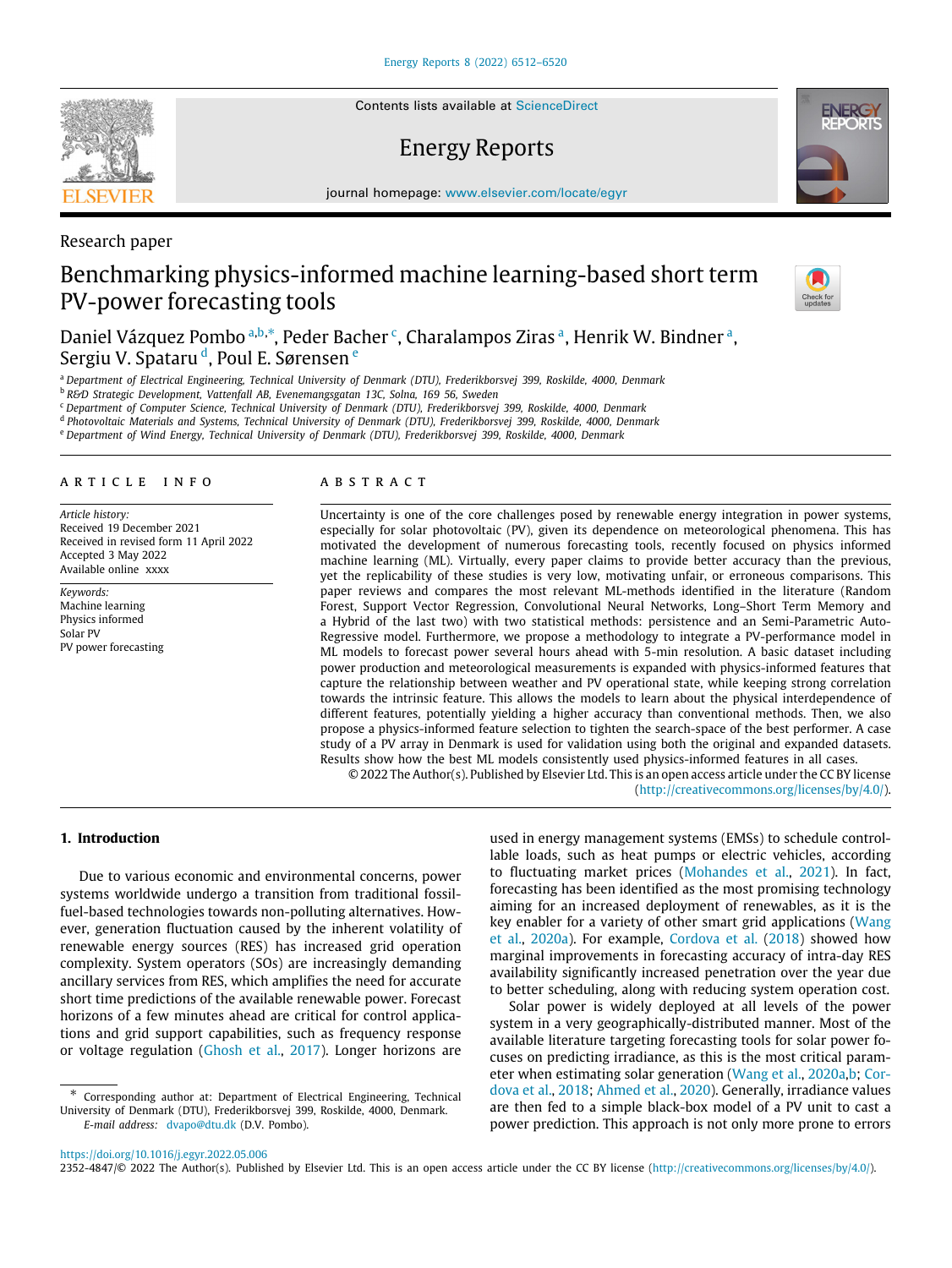Research paper

# Benchmarking physics-informed machine learning-based short term PV-power forecasting tools

Daniel Vázquez Pombo [a,b,*], Peder Bacher [c], Charalampos Ziras [a], Henrik W. Bindner [a], Sergiu V. Spataru [d], Poul E. Sørensen [e]

[a] Department of Electrical Engineering, Technical University of Denmark (DTU), Frederiksborgvej 399, Roskilde, 4000, Denmark
[b] R&D Strategic Development, Vattenfall AB, Evenemangsgatan 13C, Solna, 169 56, Sweden
[c] Department of Computer Science, Technical University of Denmark (DTU), Frederiksborgvej 399, Roskilde, 4000, Denmark
[d] Photovoltaic Materials and Systems, Technical University of Denmark (DTU), Frederiksborgvej 399, Roskilde, 4000, Denmark
[e] Department of Wind Energy, Technical University of Denmark (DTU), Frederiksborgvej 399, Roskilde, 4000, Denmark

## ARTICLE INFO

*Article history:*
Received 19 December 2021
Received in revised form 11 April 2022
Accepted 3 May 2022
Available online xxxx

*Keywords:*
Machine learning
Physics informed
Solar PV
PV power forecasting

## ABSTRACT

Uncertainty is one of the core challenges posed by renewable energy integration in power systems, especially for solar photovoltaic (PV), given its dependence on meteorological phenomena. This has motivated the development of numerous forecasting tools, recently focused on physics informed machine learning (ML). Virtually, every paper claims to provide better accuracy than the previous, yet the replicability of these studies is very low, motivating unfair, or erroneous comparisons. This paper reviews and compares the most relevant ML-methods identified in the literature (Random Forest, Support Vector Regression, Convolutional Neural Networks, Long–Short Term Memory and a Hybrid of the last two) with two statistical methods: persistence and an Semi-Parametric Auto-Regressive model. Furthermore, we propose a methodology to integrate a PV-performance model in ML models to forecast power several hours ahead with 5-min resolution. A basic dataset including power production and meteorological measurements is expanded with physics-informed features that capture the relationship between weather and PV operational state, while keeping strong correlation towards the intrinsic feature. This allows the models to learn about the physical interdependence of different features, potentially yielding a higher accuracy than conventional methods. Then, we also propose a physics-informed feature selection to tighten the search-space of the best performer. A case study of a PV array in Denmark is used for validation using both the original and expanded datasets. Results show how the best ML models consistently used physics-informed features in all cases.

© 2022 The Author(s). Published by Elsevier Ltd. This is an open access article under the CC BY license (http://creativecommons.org/licenses/by/4.0/).

## 1. Introduction

Due to various economic and environmental concerns, power systems worldwide undergo a transition from traditional fossil-fuel-based technologies towards non-polluting alternatives. However, generation fluctuation caused by the inherent volatility of renewable energy sources (RES) has increased grid operation complexity. System operators (SOs) are increasingly demanding ancillary services from RES, which amplifies the need for accurate short time predictions of the available renewable power. Forecast horizons of a few minutes ahead are critical for control applications and grid support capabilities, such as frequency response or voltage regulation (Ghosh et al., 2017). Longer horizons are used in energy management systems (EMSs) to schedule controllable loads, such as heat pumps or electric vehicles, according to fluctuating market prices (Mohandes et al., 2021). In fact, forecasting has been identified as the most promising technology aiming for an increased deployment of renewables, as it is the key enabler for a variety of other smart grid applications (Wang et al., 2020a). For example, Cordova et al. (2018) showed how marginal improvements in forecasting accuracy of intra-day RES availability significantly increased penetration over the year due to better scheduling, along with reducing system operation cost.

Solar power is widely deployed at all levels of the power system in a very geographically-distributed manner. Most of the available literature targeting forecasting tools for solar power focuses on predicting irradiance, as this is the most critical parameter when estimating solar generation (Wang et al., 2020a,b; Cordova et al., 2018; Ahmed et al., 2020). Generally, irradiance values are then fed to a simple black-box model of a PV unit to cast a power prediction. This approach is not only more prone to errors

* Corresponding author at: Department of Electrical Engineering, Technical University of Denmark (DTU), Frederiksborgvej 399, Roskilde, 4000, Denmark.
*E-mail address:* dvapo@dtu.dk (D.V. Pombo).

https://doi.org/10.1016/j.egyr.2022.05.006
2352-4847/© 2022 The Author(s). Published by Elsevier Ltd. This is an open access article under the CC BY license (http://creativecommons.org/licenses/by/4.0/).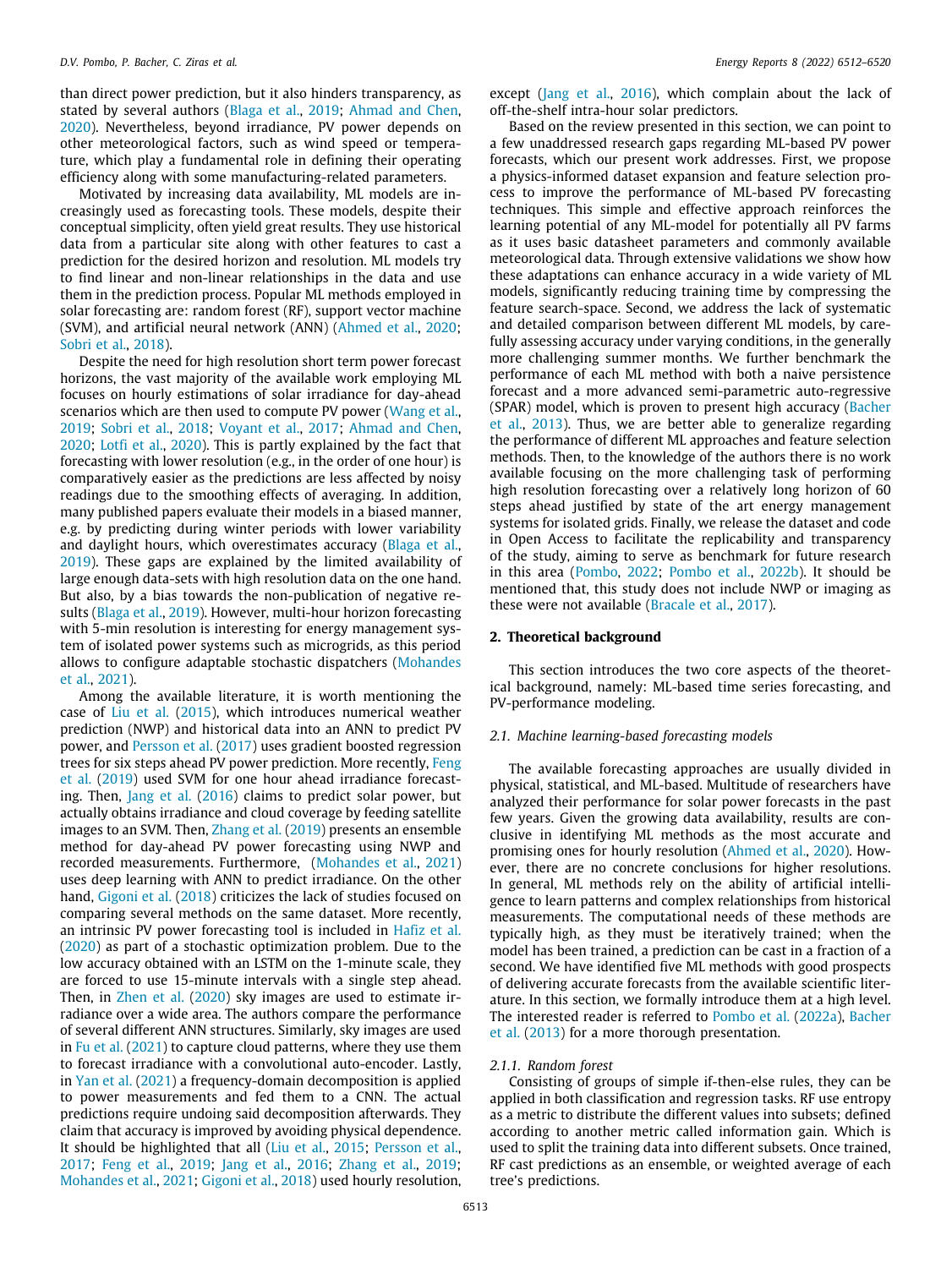than direct power prediction, but it also hinders transparency, as stated by several authors (Blaga et al., 2019; Ahmad and Chen, 2020). Nevertheless, beyond irradiance, PV power depends on other meteorological factors, such as wind speed or temperature, which play a fundamental role in defining their operating efficiency along with some manufacturing-related parameters.

Motivated by increasing data availability, ML models are increasingly used as forecasting tools. These models, despite their conceptual simplicity, often yield great results. They use historical data from a particular site along with other features to cast a prediction for the desired horizon and resolution. ML models try to find linear and non-linear relationships in the data and use them in the prediction process. Popular ML methods employed in solar forecasting are: random forest (RF), support vector machine (SVM), and artificial neural network (ANN) (Ahmed et al., 2020; Sobri et al., 2018).

Despite the need for high resolution short term power forecast horizons, the vast majority of the available work employing ML focuses on hourly estimations of solar irradiance for day-ahead scenarios which are then used to compute PV power (Wang et al., 2019; Sobri et al., 2018; Voyant et al., 2017; Ahmad and Chen, 2020; Lotfi et al., 2020). This is partly explained by the fact that forecasting with lower resolution (e.g., in the order of one hour) is comparatively easier as the predictions are less affected by noisy readings due to the smoothing effects of averaging. In addition, many published papers evaluate their models in a biased manner, e.g. by predicting during winter periods with lower variability and daylight hours, which overestimates accuracy (Blaga et al., 2019). These gaps are explained by the limited availability of large enough data-sets with high resolution data on the one hand. But also, by a bias towards the non-publication of negative results (Blaga et al., 2019). However, multi-hour horizon forecasting with 5-min resolution is interesting for energy management system of isolated power systems such as microgrids, as this period allows to configure adaptable stochastic dispatchers (Mohandes et al., 2021).

Among the available literature, it is worth mentioning the case of Liu et al. (2015), which introduces numerical weather prediction (NWP) and historical data into an ANN to predict PV power, and Persson et al. (2017) uses gradient boosted regression trees for six steps ahead PV power prediction. More recently, Feng et al. (2019) used SVM for one hour ahead irradiance forecasting. Then, Jang et al. (2016) claims to predict solar power, but actually obtains irradiance and cloud coverage by feeding satellite images to an SVM. Then, Zhang et al. (2019) presents an ensemble method for day-ahead PV power forecasting using NWP and recorded measurements. Furthermore, (Mohandes et al., 2021) uses deep learning with ANN to predict irradiance. On the other hand, Gigoni et al. (2018) criticizes the lack of studies focused on comparing several methods on the same dataset. More recently, an intrinsic PV power forecasting tool is included in Hafiz et al. (2020) as part of a stochastic optimization problem. Due to the low accuracy obtained with an LSTM on the 1-minute scale, they are forced to use 15-minute intervals with a single step ahead. Then, in Zhen et al. (2020) sky images are used to estimate irradiance over a wide area. The authors compare the performance of several different ANN structures. Similarly, sky images are used in Fu et al. (2021) to capture cloud patterns, where they use them to forecast irradiance with a convolutional auto-encoder. Lastly, in Yan et al. (2021) a frequency-domain decomposition is applied to power measurements and fed them to a CNN. The actual predictions require undoing said decomposition afterwards. They claim that accuracy is improved by avoiding physical dependence. It should be highlighted that all (Liu et al., 2015; Persson et al., 2017; Feng et al., 2019; Jang et al., 2016; Zhang et al., 2019; Mohandes et al., 2021; Gigoni et al., 2018) used hourly resolution, except (Jang et al., 2016), which complain about the lack of off-the-shelf intra-hour solar predictors.

Based on the review presented in this section, we can point to a few unaddressed research gaps regarding ML-based PV power forecasts, which our present work addresses. First, we propose a physics-informed dataset expansion and feature selection process to improve the performance of ML-based PV forecasting techniques. This simple and effective approach reinforces the learning potential of any ML-model for potentially all PV farms as it uses basic datasheet parameters and commonly available meteorological data. Through extensive validations we show how these adaptations can enhance accuracy in a wide variety of ML models, significantly reducing training time by compressing the feature search-space. Second, we address the lack of systematic and detailed comparison between different ML models, by carefully assessing accuracy under varying conditions, in the generally more challenging summer months. We further benchmark the performance of each ML method with both a naive persistence forecast and a more advanced semi-parametric auto-regressive (SPAR) model, which is proven to present high accuracy (Bacher et al., 2013). Thus, we are better able to generalize regarding the performance of different ML approaches and feature selection methods. Then, to the knowledge of the authors there is no work available focusing on the more challenging task of performing high resolution forecasting over a relatively long horizon of 60 steps ahead justified by state of the art energy management systems for isolated grids. Finally, we release the dataset and code in Open Access to facilitate the replicability and transparency of the study, aiming to serve as benchmark for future research in this area (Pombo, 2022; Pombo et al., 2022b). It should be mentioned that, this study does not include NWP or imaging as these were not available (Bracale et al., 2017).

## 2. Theoretical background

This section introduces the two core aspects of the theoretical background, namely: ML-based time series forecasting, and PV-performance modeling.

### 2.1. Machine learning-based forecasting models

The available forecasting approaches are usually divided in physical, statistical, and ML-based. Multitude of researchers have analyzed their performance for solar power forecasts in the past few years. Given the growing data availability, results are conclusive in identifying ML methods as the most accurate and promising ones for hourly resolution (Ahmed et al., 2020). However, there are no concrete conclusions for higher resolutions. In general, ML methods rely on the ability of artificial intelligence to learn patterns and complex relationships from historical measurements. The computational needs of these methods are typically high, as they must be iteratively trained; when the model has been trained, a prediction can be cast in a fraction of a second. We have identified five ML methods with good prospects of delivering accurate forecasts from the available scientific literature. In this section, we formally introduce them at a high level. The interested reader is referred to Pombo et al. (2022a), Bacher et al. (2013) for a more thorough presentation.

#### 2.1.1. Random forest

Consisting of groups of simple if-then-else rules, they can be applied in both classification and regression tasks. RF use entropy as a metric to distribute the different values into subsets; defined according to another metric called information gain. Which is used to split the training data into different subsets. Once trained, RF cast predictions as an ensemble, or weighted average of each tree's predictions.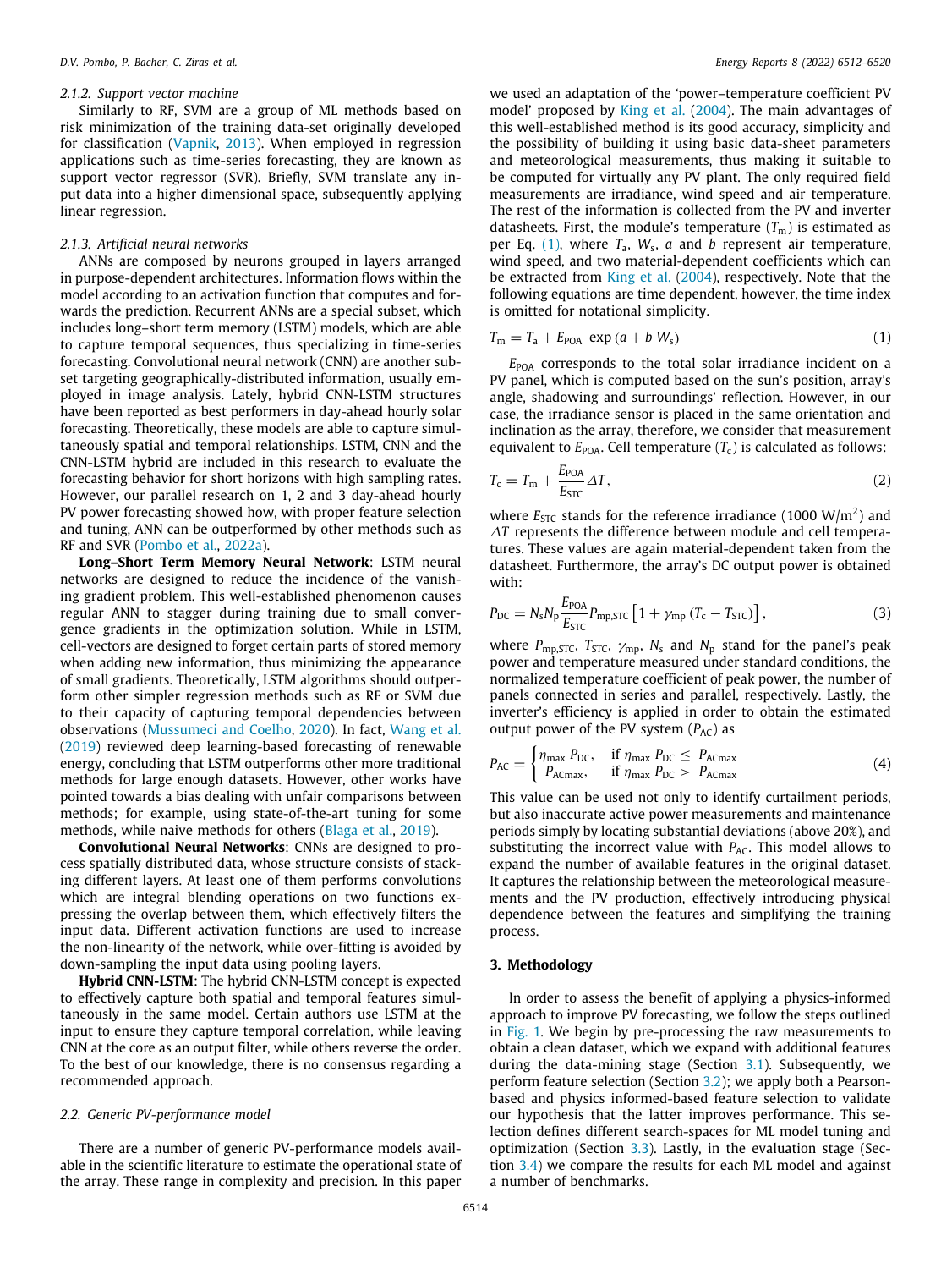#### 2.1.2. Support vector machine

Similarly to RF, SVM are a group of ML methods based on risk minimization of the training data-set originally developed for classification (Vapnik, 2013). When employed in regression applications such as time-series forecasting, they are known as support vector regressor (SVR). Briefly, SVM translate any input data into a higher dimensional space, subsequently applying linear regression.

#### 2.1.3. Artificial neural networks

ANNs are composed by neurons grouped in layers arranged in purpose-dependent architectures. Information flows within the model according to an activation function that computes and forwards the prediction. Recurrent ANNs are a special subset, which includes long–short term memory (LSTM) models, which are able to capture temporal sequences, thus specializing in time-series forecasting. Convolutional neural network (CNN) are another subset targeting geographically-distributed information, usually employed in image analysis. Lately, hybrid CNN-LSTM structures have been reported as best performers in day-ahead hourly solar forecasting. Theoretically, these models are able to capture simultaneously spatial and temporal relationships. LSTM, CNN and the CNN-LSTM hybrid are included in this research to evaluate the forecasting behavior for short horizons with high sampling rates. However, our parallel research on 1, 2 and 3 day-ahead hourly PV power forecasting showed how, with proper feature selection and tuning, ANN can be outperformed by other methods such as RF and SVR (Pombo et al., 2022a).

**Long–Short Term Memory Neural Network**: LSTM neural networks are designed to reduce the incidence of the vanishing gradient problem. This well-established phenomenon causes regular ANN to stagger during training due to small convergence gradients in the optimization solution. While in LSTM, cell-vectors are designed to forget certain parts of stored memory when adding new information, thus minimizing the appearance of small gradients. Theoretically, LSTM algorithms should outperform other simpler regression methods such as RF or SVM due to their capacity of capturing temporal dependencies between observations (Mussumeci and Coelho, 2020). In fact, Wang et al. (2019) reviewed deep learning-based forecasting of renewable energy, concluding that LSTM outperforms other more traditional methods for large enough datasets. However, other works have pointed towards a bias dealing with unfair comparisons between methods; for example, using state-of-the-art tuning for some methods, while naive methods for others (Blaga et al., 2019).

**Convolutional Neural Networks**: CNNs are designed to process spatially distributed data, whose structure consists of stacking different layers. At least one of them performs convolutions which are integral blending operations on two functions expressing the overlap between them, which effectively filters the input data. Different activation functions are used to increase the non-linearity of the network, while over-fitting is avoided by down-sampling the input data using pooling layers.

**Hybrid CNN-LSTM**: The hybrid CNN-LSTM concept is expected to effectively capture both spatial and temporal features simultaneously in the same model. Certain authors use LSTM at the input to ensure they capture temporal correlation, while leaving CNN at the core as an output filter, while others reverse the order. To the best of our knowledge, there is no consensus regarding a recommended approach.

### 2.2. Generic PV-performance model

There are a number of generic PV-performance models available in the scientific literature to estimate the operational state of the array. These range in complexity and precision. In this paper we used an adaptation of the 'power–temperature coefficient PV model' proposed by King et al. (2004). The main advantages of this well-established method is its good accuracy, simplicity and the possibility of building it using basic data-sheet parameters and meteorological measurements, thus making it suitable to be computed for virtually any PV plant. The only required field measurements are irradiance, wind speed and air temperature. The rest of the information is collected from the PV and inverter datasheets. First, the module's temperature ($T_m$) is estimated as per Eq. (1), where $T_a$, $W_s$, $a$ and $b$ represent air temperature, wind speed, and two material-dependent coefficients which can be extracted from King et al. (2004), respectively. Note that the following equations are time dependent, however, the time index is omitted for notational simplicity.

$$T_m = T_a + E_{POA}\ \exp\left(a + b\ W_s\right) \tag{1}$$

$E_{POA}$ corresponds to the total solar irradiance incident on a PV panel, which is computed based on the sun's position, array's angle, shadowing and surroundings' reflection. However, in our case, the irradiance sensor is placed in the same orientation and inclination as the array, therefore, we consider that measurement equivalent to $E_{POA}$. Cell temperature ($T_c$) is calculated as follows:

$$T_c = T_m + \frac{E_{POA}}{E_{STC}} \Delta T, \tag{2}$$

where $E_{STC}$ stands for the reference irradiance (1000 W/m$^2$) and $\Delta T$ represents the difference between module and cell temperatures. These values are again material-dependent taken from the datasheet. Furthermore, the array's DC output power is obtained with:

$$P_{DC} = N_s N_p \frac{E_{POA}}{E_{STC}} P_{mp,STC}\left[1 + \gamma_{mp}\left(T_c - T_{STC}\right)\right], \tag{3}$$

where $P_{mp,STC}$, $T_{STC}$, $\gamma_{mp}$, $N_s$ and $N_p$ stand for the panel's peak power and temperature measured under standard conditions, the normalized temperature coefficient of peak power, the number of panels connected in series and parallel, respectively. Lastly, the inverter's efficiency is applied in order to obtain the estimated output power of the PV system ($P_{AC}$) as

$$P_{AC} = \begin{cases} \eta_{max}\ P_{DC}, & \text{if } \eta_{max}\ P_{DC} \leq\ P_{ACmax} \\ P_{ACmax}, & \text{if } \eta_{max}\ P_{DC} >\ P_{ACmax} \end{cases} \tag{4}$$

This value can be used not only to identify curtailment periods, but also inaccurate active power measurements and maintenance periods simply by locating substantial deviations (above 20%), and substituting the incorrect value with $P_{AC}$. This model allows to expand the number of available features in the original dataset. It captures the relationship between the meteorological measurements and the PV production, effectively introducing physical dependence between the features and simplifying the training process.

## 3. Methodology

In order to assess the benefit of applying a physics-informed approach to improve PV forecasting, we follow the steps outlined in Fig. 1. We begin by pre-processing the raw measurements to obtain a clean dataset, which we expand with additional features during the data-mining stage (Section 3.1). Subsequently, we perform feature selection (Section 3.2); we apply both a Pearson-based and physics informed-based feature selection to validate our hypothesis that the latter improves performance. This selection defines different search-spaces for ML model tuning and optimization (Section 3.3). Lastly, in the evaluation stage (Section 3.4) we compare the results for each ML model and against a number of benchmarks.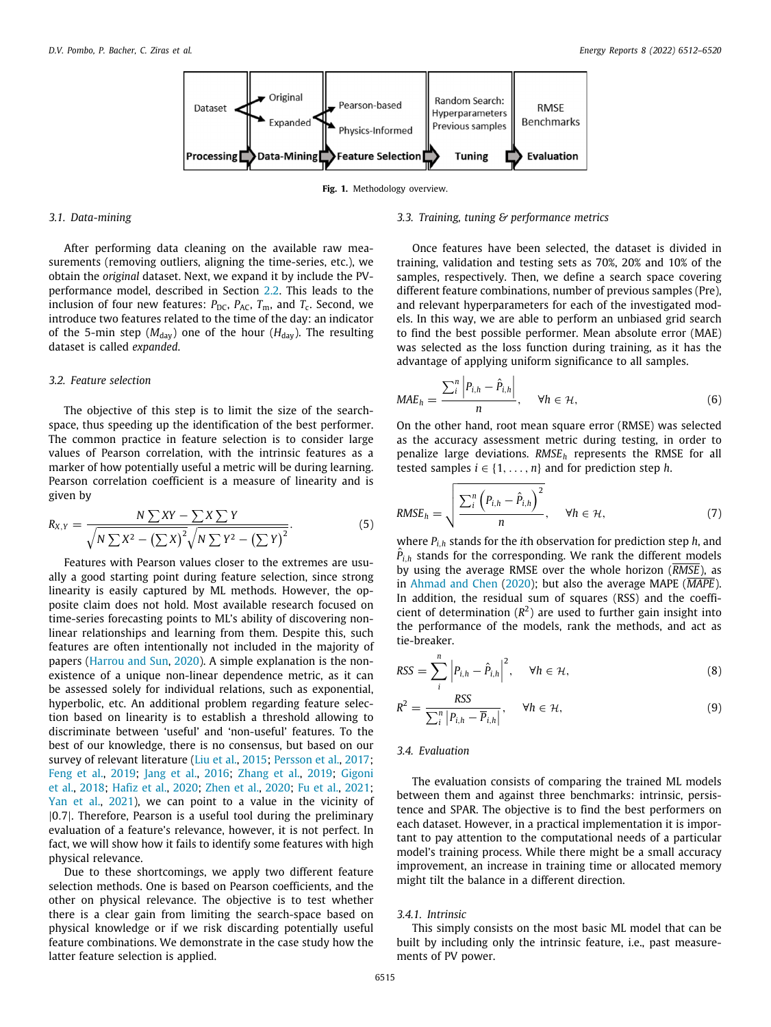Fig. 1. Methodology overview.

### 3.1. Data-mining

After performing data cleaning on the available raw measurements (removing outliers, aligning the time-series, etc.), we obtain the *original* dataset. Next, we expand it by include the PV-performance model, described in Section 2.2. This leads to the inclusion of four new features: $P_{\mathrm{DC}}$, $P_{\mathrm{AC}}$, $T_{\mathrm{m}}$, and $T_{\mathrm{c}}$. Second, we introduce two features related to the time of the day: an indicator of the 5-min step ($M_{\mathrm{day}}$) one of the hour ($H_{\mathrm{day}}$). The resulting dataset is called *expanded*.

### 3.2. Feature selection

The objective of this step is to limit the size of the search-space, thus speeding up the identification of the best performer. The common practice in feature selection is to consider large values of Pearson correlation, with the intrinsic features as a marker of how potentially useful a metric will be during learning. Pearson correlation coefficient is a measure of linearity and is given by

$$R_{X,Y} = \frac{N \sum XY - \sum X \sum Y}{\sqrt{N \sum X^2 - \left(\sum X\right)^2} \sqrt{N \sum Y^2 - \left(\sum Y\right)^2}}. \tag{5}$$

Features with Pearson values closer to the extremes are usually a good starting point during feature selection, since strong linearity is easily captured by ML methods. However, the opposite claim does not hold. Most available research focused on time-series forecasting points to ML's ability of discovering non-linear relationships and learning from them. Despite this, such features are often intentionally not included in the majority of papers (Harrou and Sun, 2020). A simple explanation is the non-existence of a unique non-linear dependence metric, as it can be assessed solely for individual relations, such as exponential, hyperbolic, etc. An additional problem regarding feature selection based on linearity is to establish a threshold allowing to discriminate between 'useful' and 'non-useful' features. To the best of our knowledge, there is no consensus, but based on our survey of relevant literature (Liu et al., 2015; Persson et al., 2017; Feng et al., 2019; Jang et al., 2016; Zhang et al., 2019; Gigoni et al., 2018; Hafiz et al., 2020; Zhen et al., 2020; Fu et al., 2021; Yan et al., 2021), we can point to a value in the vicinity of $|0.7|$. Therefore, Pearson is a useful tool during the preliminary evaluation of a feature's relevance, however, it is not perfect. In fact, we will show how it fails to identify some features with high physical relevance.

Due to these shortcomings, we apply two different feature selection methods. One is based on Pearson coefficients, and the other on physical relevance. The objective is to test whether there is a clear gain from limiting the search-space based on physical knowledge or if we risk discarding potentially useful feature combinations. We demonstrate in the case study how the latter feature selection is applied.

### 3.3. Training, tuning & performance metrics

Once features have been selected, the dataset is divided in training, validation and testing sets as 70%, 20% and 10% of the samples, respectively. Then, we define a search space covering different feature combinations, number of previous samples (Pre), and relevant hyperparameters for each of the investigated models. In this way, we are able to perform an unbiased grid search to find the best possible performer. Mean absolute error (MAE) was selected as the loss function during training, as it has the advantage of applying uniform significance to all samples.

$$MAE_h = \frac{\sum_i^n \left| P_{i,h} - \hat{P}_{i,h} \right|}{n}, \quad \forall h \in \mathcal{H}, \tag{6}$$

On the other hand, root mean square error (RMSE) was selected as the accuracy assessment metric during testing, in order to penalize large deviations. $RMSE_h$ represents the RMSE for all tested samples $i \in \{1, \ldots, n\}$ and for prediction step $h$.

$$RMSE_h = \sqrt{\frac{\sum_i^n \left( P_{i,h} - \hat{P}_{i,h} \right)^2}{n}}, \quad \forall h \in \mathcal{H}, \tag{7}$$

where $P_{i,h}$ stands for the $i$th observation for prediction step $h$, and $\hat{P}_{i,h}$ stands for the corresponding. We rank the different models by using the average RMSE over the whole horizon ($\overline{RMSE}$), as in Ahmad and Chen (2020); but also the average MAPE ($\overline{MAPE}$). In addition, the residual sum of squares (RSS) and the coefficient of determination ($R^2$) are used to further gain insight into the performance of the models, rank the methods, and act as tie-breaker.

$$RSS = \sum_i^n \left| P_{i,h} - \hat{P}_{i,h} \right|^2, \quad \forall h \in \mathcal{H}, \tag{8}$$

$$R^2 = \frac{RSS}{\sum_i^n \left| P_{i,h} - \overline{P}_{i,h} \right|}, \quad \forall h \in \mathcal{H}, \tag{9}$$

### 3.4. Evaluation

The evaluation consists of comparing the trained ML models between them and against three benchmarks: intrinsic, persistence and SPAR. The objective is to find the best performers on each dataset. However, in a practical implementation it is important to pay attention to the computational needs of a particular model's training process. While there might be a small accuracy improvement, an increase in training time or allocated memory might tilt the balance in a different direction.

#### 3.4.1. Intrinsic

This simply consists on the most basic ML model that can be built by including only the intrinsic feature, i.e., past measurements of PV power.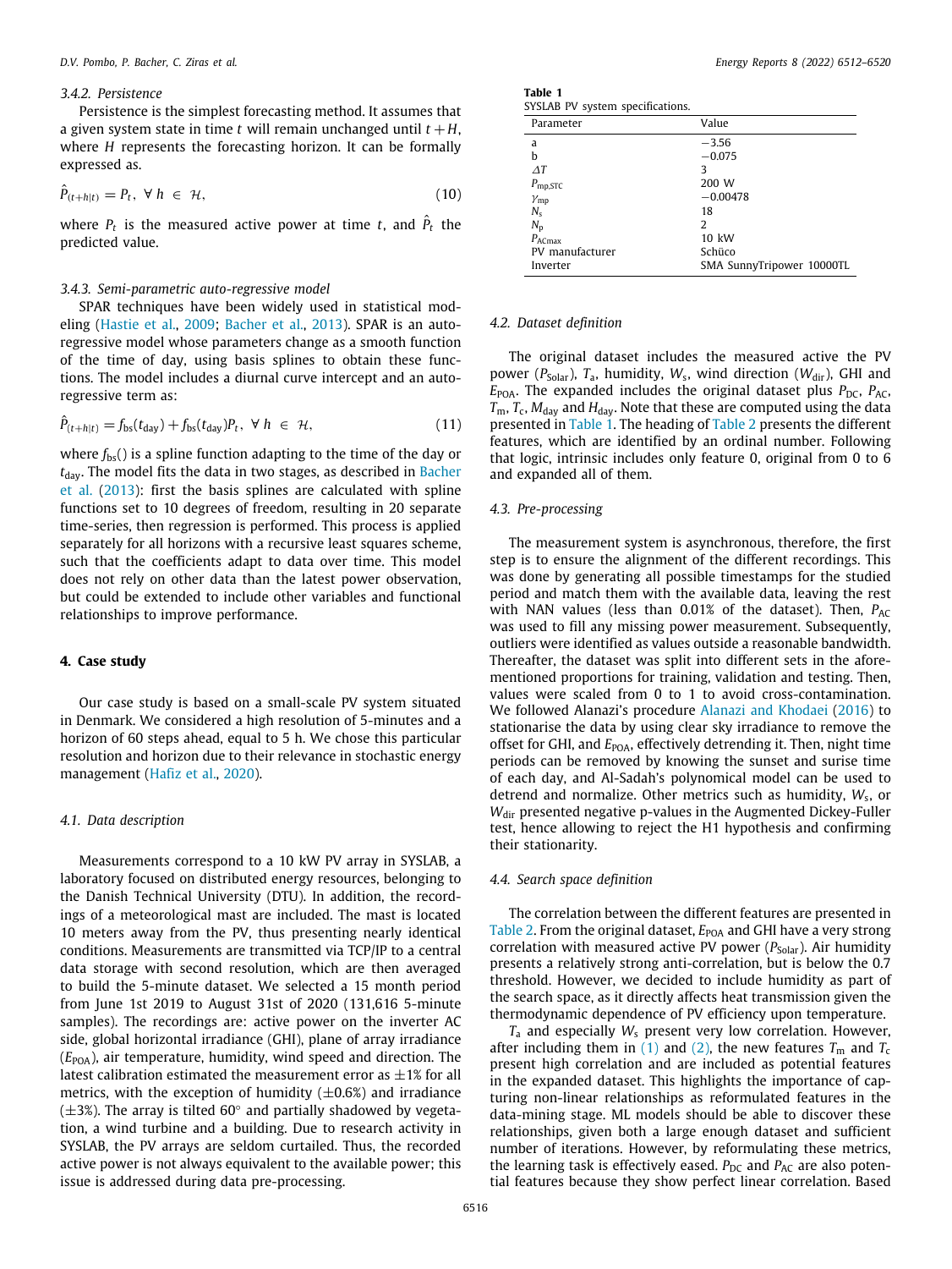### 3.4.2. Persistence

Persistence is the simplest forecasting method. It assumes that a given system state in time $t$ will remain unchanged until $t+H$, where $H$ represents the forecasting horizon. It can be formally expressed as.

$$\hat{P}_{(t+h|t)} = P_t,\ \forall\ h\ \in\ \mathcal{H}, \tag{10}$$

where $P_t$ is the measured active power at time $t$, and $\hat{P}_t$ the predicted value.

### 3.4.3. Semi-parametric auto-regressive model

SPAR techniques have been widely used in statistical modeling (Hastie et al., 2009; Bacher et al., 2013). SPAR is an auto-regressive model whose parameters change as a smooth function of the time of day, using basis splines to obtain these functions. The model includes a diurnal curve intercept and an auto-regressive term as:

$$\hat{P}_{(t+h|t)} = f_{\text{bs}}(t_{\text{day}}) + f_{\text{bs}}(t_{\text{day}})P_t,\ \forall\ h\ \in\ \mathcal{H}, \tag{11}$$

where $f_{\text{bs}}()$ is a spline function adapting to the time of the day or $t_{\text{day}}$. The model fits the data in two stages, as described in Bacher et al. (2013): first the basis splines are calculated with spline functions set to 10 degrees of freedom, resulting in 20 separate time-series, then regression is performed. This process is applied separately for all horizons with a recursive least squares scheme, such that the coefficients adapt to data over time. This model does not rely on other data than the latest power observation, but could be extended to include other variables and functional relationships to improve performance.

## 4. Case study

Our case study is based on a small-scale PV system situated in Denmark. We considered a high resolution of 5-minutes and a horizon of 60 steps ahead, equal to 5 h. We chose this particular resolution and horizon due to their relevance in stochastic energy management (Hafiz et al., 2020).

### 4.1. Data description

Measurements correspond to a 10 kW PV array in SYSLAB, a laboratory focused on distributed energy resources, belonging to the Danish Technical University (DTU). In addition, the recordings of a meteorological mast are included. The mast is located 10 meters away from the PV, thus presenting nearly identical conditions. Measurements are transmitted via TCP/IP to a central data storage with second resolution, which are then averaged to build the 5-minute dataset. We selected a 15 month period from June 1st 2019 to August 31st of 2020 (131,616 5-minute samples). The recordings are: active power on the inverter AC side, global horizontal irradiance (GHI), plane of array irradiance ($E_{\text{POA}}$), air temperature, humidity, wind speed and direction. The latest calibration estimated the measurement error as ±1% for all metrics, with the exception of humidity (±0.6%) and irradiance (±3%). The array is tilted 60° and partially shadowed by vegetation, a wind turbine and a building. Due to research activity in SYSLAB, the PV arrays are seldom curtailed. Thus, the recorded active power is not always equivalent to the available power; this issue is addressed during data pre-processing.

**Table 1**
SYSLAB PV system specifications.

| Parameter | Value |
|---|---|
| a | −3.56 |
| b | −0.075 |
| $\Delta T$ | 3 |
| $P_{\text{mp,STC}}$ | 200 W |
| $\gamma_{\text{mp}}$ | −0.00478 |
| $N_s$ | 18 |
| $N_p$ | 2 |
| $P_{\text{ACmax}}$ | 10 kW |
| PV manufacturer | Schüco |
| Inverter | SMA SunnyTripower 10000TL |

### 4.2. Dataset definition

The original dataset includes the measured active the PV power ($P_{\text{Solar}}$), $T_a$, humidity, $W_s$, wind direction ($W_{\text{dir}}$), GHI and $E_{\text{POA}}$. The expanded includes the original dataset plus $P_{\text{DC}}$, $P_{\text{AC}}$, $T_m$, $T_c$, $M_{\text{day}}$ and $H_{\text{day}}$. Note that these are computed using the data presented in Table 1. The heading of Table 2 presents the different features, which are identified by an ordinal number. Following that logic, intrinsic includes only feature 0, original from 0 to 6 and expanded all of them.

### 4.3. Pre-processing

The measurement system is asynchronous, therefore, the first step is to ensure the alignment of the different recordings. This was done by generating all possible timestamps for the studied period and match them with the available data, leaving the rest with NAN values (less than 0.01% of the dataset). Then, $P_{\text{AC}}$ was used to fill any missing power measurement. Subsequently, outliers were identified as values outside a reasonable bandwidth. Thereafter, the dataset was split into different sets in the aforementioned proportions for training, validation and testing. Then, values were scaled from 0 to 1 to avoid cross-contamination. We followed Alanazi's procedure Alanazi and Khodaei (2016) to stationarise the data by using clear sky irradiance to remove the offset for GHI, and $E_{\text{POA}}$, effectively detrending it. Then, night time periods can be removed by knowing the sunset and surise time of each day, and Al-Sadah's polynomical model can be used to detrend and normalize. Other metrics such as humidity, $W_s$, or $W_{\text{dir}}$ presented negative p-values in the Augmented Dickey-Fuller test, hence allowing to reject the H1 hypothesis and confirming their stationarity.

### 4.4. Search space definition

The correlation between the different features are presented in Table 2. From the original dataset, $E_{\text{POA}}$ and GHI have a very strong correlation with measured active PV power ($P_{\text{Solar}}$). Air humidity presents a relatively strong anti-correlation, but is below the 0.7 threshold. However, we decided to include humidity as part of the search space, as it directly affects heat transmission given the thermodynamic dependence of PV efficiency upon temperature.

$T_a$ and especially $W_s$ present very low correlation. However, after including them in (1) and (2), the new features $T_m$ and $T_c$ present high correlation and are included as potential features in the expanded dataset. This highlights the importance of capturing non-linear relationships as reformulated features in the data-mining stage. ML models should be able to discover these relationships, given both a large enough dataset and sufficient number of iterations. However, by reformulating these metrics, the learning task is effectively eased. $P_{\text{DC}}$ and $P_{\text{AC}}$ are also potential features because they show perfect linear correlation. Based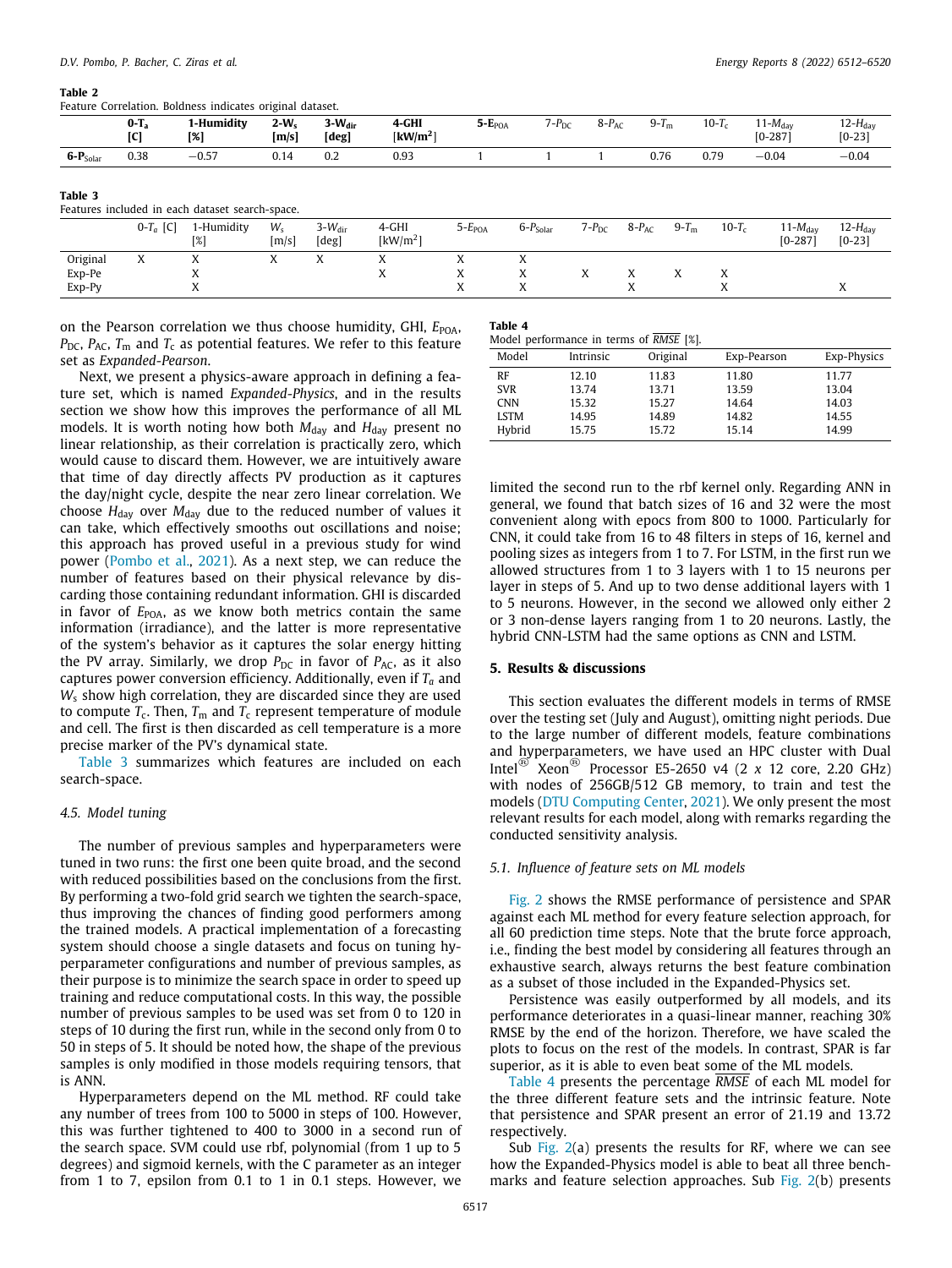**Table 2**
Feature Correlation. Boldness indicates original dataset.

| | **0-$T_a$ [C]** | **1-Humidity [%]** | **2-$W_s$ [m/s]** | **3-$W_{dir}$ [deg]** | **4-GHI [kW/m$^2$]** | **5-$E_{POA}$** | 7-$P_{DC}$ | 8-$P_{AC}$ | 9-$T_m$ | 10-$T_c$ | 11-$M_{day}$ [0-287] | 12-$H_{day}$ [0-23] |
|---|---|---|---|---|---|---|---|---|---|---|---|---|
| **6-$P_{Solar}$** | 0.38 | −0.57 | 0.14 | 0.2 | 0.93 | 1 | 1 | 1 | 0.76 | 0.79 | −0.04 | −0.04 |

**Table 3**
Features included in each dataset search-space.

| | 0-$T_a$ [C] | 1-Humidity [%] | $W_s$ [m/s] | 3-$W_{dir}$ [deg] | 4-GHI [kW/m$^2$] | 5-$E_{POA}$ | 6-$P_{Solar}$ | 7-$P_{DC}$ | 8-$P_{AC}$ | 9-$T_m$ | 10-$T_c$ | 11-$M_{day}$ [0-287] | 12-$H_{day}$ [0-23] |
|---|---|---|---|---|---|---|---|---|---|---|---|---|---|
| Original | X | X | X | X | X | X | X | | | | | | |
| Exp-Pe | | X | | | X | X | X | X | X | X | X | | |
| Exp-Py | | X | | | | X | X | | X | | X | | X |

on the Pearson correlation we thus choose humidity, GHI, $E_{POA}$, $P_{DC}$, $P_{AC}$, $T_m$ and $T_c$ as potential features. We refer to this feature set as *Expanded-Pearson*.

Next, we present a physics-aware approach in defining a feature set, which is named *Expanded-Physics*, and in the results section we show how this improves the performance of all ML models. It is worth noting how both $M_{day}$ and $H_{day}$ present no linear relationship, as their correlation is practically zero, which would cause to discard them. However, we are intuitively aware that time of day directly affects PV production as it captures the day/night cycle, despite the near zero linear correlation. We choose $H_{day}$ over $M_{day}$ due to the reduced number of values it can take, which effectively smooths out oscillations and noise; this approach has proved useful in a previous study for wind power (Pombo et al., 2021). As a next step, we can reduce the number of features based on their physical relevance by discarding those containing redundant information. GHI is discarded in favor of $E_{POA}$, as we know both metrics contain the same information (irradiance), and the latter is more representative of the system's behavior as it captures the solar energy hitting the PV array. Similarly, we drop $P_{DC}$ in favor of $P_{AC}$, as it also captures power conversion efficiency. Additionally, even if $T_a$ and $W_s$ show high correlation, they are discarded since they are used to compute $T_c$. Then, $T_m$ and $T_c$ represent temperature of module and cell. The first is then discarded as cell temperature is a more precise marker of the PV's dynamical state.

Table 3 summarizes which features are included on each search-space.

### 4.5. Model tuning

The number of previous samples and hyperparameters were tuned in two runs: the first one been quite broad, and the second with reduced possibilities based on the conclusions from the first. By performing a two-fold grid search we tighten the search-space, thus improving the chances of finding good performers among the trained models. A practical implementation of a forecasting system should choose a single datasets and focus on tuning hyperparameter configurations and number of previous samples, as their purpose is to minimize the search space in order to speed up training and reduce computational costs. In this way, the possible number of previous samples to be used was set from 0 to 120 in steps of 10 during the first run, while in the second only from 0 to 50 in steps of 5. It should be noted how, the shape of the previous samples is only modified in those models requiring tensors, that is ANN.

Hyperparameters depend on the ML method. RF could take any number of trees from 100 to 5000 in steps of 100. However, this was further tightened to 400 to 3000 in a second run of the search space. SVM could use rbf, polynomial (from 1 up to 5 degrees) and sigmoid kernels, with the C parameter as an integer from 1 to 7, epsilon from 0.1 to 1 in 0.1 steps. However, we limited the second run to the rbf kernel only. Regarding ANN in general, we found that batch sizes of 16 and 32 were the most convenient along with epocs from 800 to 1000. Particularly for CNN, it could take from 16 to 48 filters in steps of 16, kernel and pooling sizes as integers from 1 to 7. For LSTM, in the first run we allowed structures from 1 to 3 layers with 1 to 15 neurons per layer in steps of 5. And up to two dense additional layers with 1 to 5 neurons. However, in the second we allowed only either 2 or 3 non-dense layers ranging from 1 to 20 neurons. Lastly, the hybrid CNN-LSTM had the same options as CNN and LSTM.

**Table 4**
Model performance in terms of $\overline{RMSE}$ [%].

| Model | Intrinsic | Original | Exp-Pearson | Exp-Physics |
|---|---|---|---|---|
| RF | 12.10 | 11.83 | 11.80 | 11.77 |
| SVR | 13.74 | 13.71 | 13.59 | 13.04 |
| CNN | 15.32 | 15.27 | 14.64 | 14.03 |
| LSTM | 14.95 | 14.89 | 14.82 | 14.55 |
| Hybrid | 15.75 | 15.72 | 15.14 | 14.99 |

## 5. Results & discussions

This section evaluates the different models in terms of RMSE over the testing set (July and August), omitting night periods. Due to the large number of different models, feature combinations and hyperparameters, we have used an HPC cluster with Dual Intel® Xeon® Processor E5-2650 v4 (2 *x* 12 core, 2.20 GHz) with nodes of 256GB/512 GB memory, to train and test the models (DTU Computing Center, 2021). We only present the most relevant results for each model, along with remarks regarding the conducted sensitivity analysis.

### 5.1. Influence of feature sets on ML models

Fig. 2 shows the RMSE performance of persistence and SPAR against each ML method for every feature selection approach, for all 60 prediction time steps. Note that the brute force approach, i.e., finding the best model by considering all features through an exhaustive search, always returns the best feature combination as a subset of those included in the Expanded-Physics set.

Persistence was easily outperformed by all models, and its performance deteriorates in a quasi-linear manner, reaching 30% RMSE by the end of the horizon. Therefore, we have scaled the plots to focus on the rest of the models. In contrast, SPAR is far superior, as it is able to even beat some of the ML models.

Table 4 presents the percentage $\overline{RMSE}$ of each ML model for the three different feature sets and the intrinsic feature. Note that persistence and SPAR present an error of 21.19 and 13.72 respectively.

Sub Fig. 2(a) presents the results for RF, where we can see how the Expanded-Physics model is able to beat all three benchmarks and feature selection approaches. Sub Fig. 2(b) presents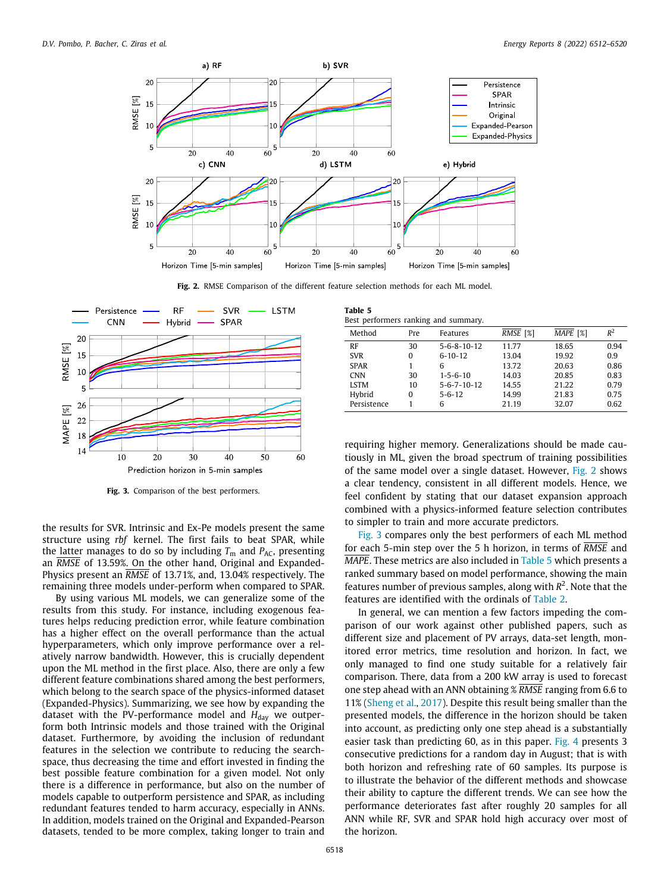**Fig. 2.** RMSE Comparison of the different feature selection methods for each ML model.

**Fig. 3.** Comparison of the best performers.

the results for SVR. Intrinsic and Ex-Pe models present the same structure using *rbf* kernel. The first fails to beat SPAR, while the latter manages to do so by including $T_{\text{m}}$ and $P_{\text{AC}}$, presenting an $\overline{RMSE}$ of 13.59%. On the other hand, Original and Expanded-Physics present an $\overline{RMSE}$ of 13.71%, and, 13.04% respectively. The remaining three models under-perform when compared to SPAR.

By using various ML models, we can generalize some of the results from this study. For instance, including exogenous features helps reducing prediction error, while feature combination has a higher effect on the overall performance than the actual hyperparameters, which only improve performance over a relatively narrow bandwidth. However, this is crucially dependent upon the ML method in the first place. Also, there are only a few different feature combinations shared among the best performers, which belong to the search space of the physics-informed dataset (Expanded-Physics). Summarizing, we see how by expanding the dataset with the PV-performance model and $H_{\text{day}}$ we outperform both Intrinsic models and those trained with the Original dataset. Furthermore, by avoiding the inclusion of redundant features in the selection we contribute to reducing the search-space, thus decreasing the time and effort invested in finding the best possible feature combination for a given model. Not only there is a difference in performance, but also on the number of models capable to outperform persistence and SPAR, as including redundant features tended to harm accuracy, especially in ANNs. In addition, models trained on the Original and Expanded-Pearson datasets, tended to be more complex, taking longer to train and requiring higher memory. Generalizations should be made cautiously in ML, given the broad spectrum of training possibilities of the same model over a single dataset. However, Fig. 2 shows a clear tendency, consistent in all different models. Hence, we feel confident by stating that our dataset expansion approach combined with a physics-informed feature selection contributes to simpler to train and more accurate predictors.

**Table 5**
Best performers ranking and summary.

| Method | Pre | Features | $\overline{RMSE}$ [%] | $\overline{MAPE}$ [%] | $R^2$ |
|---|---|---|---|---|---|
| RF | 30 | 5-6-8-10-12 | 11.77 | 18.65 | 0.94 |
| SVR | 0 | 6-10-12 | 13.04 | 19.92 | 0.9 |
| SPAR | 1 | 6 | 13.72 | 20.63 | 0.86 |
| CNN | 30 | 1-5-6-10 | 14.03 | 20.85 | 0.83 |
| LSTM | 10 | 5-6-7-10-12 | 14.55 | 21.22 | 0.79 |
| Hybrid | 0 | 5-6-12 | 14.99 | 21.83 | 0.75 |
| Persistence | 1 | 6 | 21.19 | 32.07 | 0.62 |

Fig. 3 compares only the best performers of each ML method for each 5-min step over the 5 h horizon, in terms of $\overline{RMSE}$ and $\overline{MAPE}$. These metrics are also included in Table 5 which presents a ranked summary based on model performance, showing the main features number of previous samples, along with $R^2$. Note that the features are identified with the ordinals of Table 2.

In general, we can mention a few factors impeding the comparison of our work against other published papers, such as different size and placement of PV arrays, data-set length, monitored error metrics, time resolution and horizon. In fact, we only managed to find one study suitable for a relatively fair comparison. There, data from a 200 kW array is used to forecast one step ahead with an ANN obtaining % $\overline{RMSE}$ ranging from 6.6 to 11% (Sheng et al., 2017). Despite this result being smaller than the presented models, the difference in the horizon should be taken into account, as predicting only one step ahead is a substantially easier task than predicting 60, as in this paper. Fig. 4 presents 3 consecutive predictions for a random day in August; that is with both horizon and refreshing rate of 60 samples. Its purpose is to illustrate the behavior of the different methods and showcase their ability to capture the different trends. We can see how the performance deteriorates fast after roughly 20 samples for all ANN while RF, SVR and SPAR hold high accuracy over most of the horizon.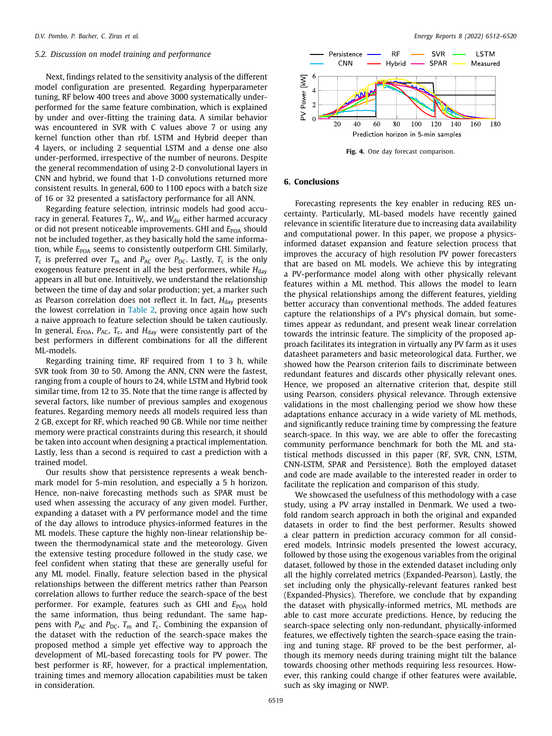### 5.2. Discussion on model training and performance

Next, findings related to the sensitivity analysis of the different model configuration are presented. Regarding hyperparameter tuning, RF below 400 trees and above 3000 systematically underperformed for the same feature combination, which is explained by under and over-fitting the training data. A similar behavior was encountered in SVR with C values above 7 or using any kernel function other than rbf. LSTM and Hybrid deeper than 4 layers, or including 2 sequential LSTM and a dense one also under-performed, irrespective of the number of neurons. Despite the general recommendation of using 2-D convolutional layers in CNN and hybrid, we found that 1-D convolutions returned more consistent results. In general, 600 to 1100 epocs with a batch size of 16 or 32 presented a satisfactory performance for all ANN.

Regarding feature selection, intrinsic models had good accuracy in general. Features $T_a$, $W_s$, and $W_{dir}$ either harmed accuracy or did not present noticeable improvements. GHI and $E_{POA}$ should not be included together, as they basically hold the same information, while $E_{POA}$ seems to consistently outperform GHI. Similarly, $T_c$ is preferred over $T_m$ and $P_{AC}$ over $P_{DC}$. Lastly, $T_c$ is the only exogenous feature present in all the best performers, while $H_{day}$ appears in all but one. Intuitively, we understand the relationship between the time of day and solar production; yet, a marker such as Pearson correlation does not reflect it. In fact, $H_{day}$ presents the lowest correlation in Table 2, proving once again how such a naive approach to feature selection should be taken cautiously. In general, $E_{POA}$, $P_{AC}$, $T_c$, and $H_{day}$ were consistently part of the best performers in different combinations for all the different ML-models.

Regarding training time, RF required from 1 to 3 h, while SVR took from 30 to 50. Among the ANN, CNN were the fastest, ranging from a couple of hours to 24, while LSTM and Hybrid took similar time, from 12 to 35. Note that the time range is affected by several factors, like number of previous samples and exogenous features. Regarding memory needs all models required less than 2 GB, except for RF, which reached 90 GB. While nor time neither memory were practical constraints during this research, it should be taken into account when designing a practical implementation. Lastly, less than a second is required to cast a prediction with a trained model.

Our results show that persistence represents a weak benchmark model for 5-min resolution, and especially a 5 h horizon. Hence, non-naive forecasting methods such as SPAR must be used when assessing the accuracy of any given model. Further, expanding a dataset with a PV performance model and the time of the day allows to introduce physics-informed features in the ML models. These capture the highly non-linear relationship between the thermodynamical state and the meteorology. Given the extensive testing procedure followed in the study case, we feel confident when stating that these are generally useful for any ML model. Finally, feature selection based in the physical relationships between the different metrics rather than Pearson correlation allows to further reduce the search-space of the best performer. For example, features such as GHI and $E_{POA}$ hold the same information, thus being redundant. The same happens with $P_{AC}$ and $P_{DC}$, $T_m$ and $T_c$. Combining the expansion of the dataset with the reduction of the search-space makes the proposed method a simple yet effective way to approach the development of ML-based forecasting tools for PV power. The best performer is RF, however, for a practical implementation, training times and memory allocation capabilities must be taken in consideration.

**Fig. 4.** One day forecast comparison.

## 6. Conclusions

Forecasting represents the key enabler in reducing RES uncertainty. Particularly, ML-based models have recently gained relevance in scientific literature due to increasing data availability and computational power. In this paper, we propose a physics-informed dataset expansion and feature selection process that improves the accuracy of high resolution PV power forecasters that are based on ML models. We achieve this by integrating a PV-performance model along with other physically relevant features within a ML method. This allows the model to learn the physical relationships among the different features, yielding better accuracy than conventional methods. The added features capture the relationships of a PV's physical domain, but sometimes appear as redundant, and present weak linear correlation towards the intrinsic feature. The simplicity of the proposed approach facilitates its integration in virtually any PV farm as it uses datasheet parameters and basic meteorological data. Further, we showed how the Pearson criterion fails to discriminate between redundant features and discards other physically relevant ones. Hence, we proposed an alternative criterion that, despite still using Pearson, considers physical relevance. Through extensive validations in the most challenging period we show how these adaptations enhance accuracy in a wide variety of ML methods, and significantly reduce training time by compressing the feature search-space. In this way, we are able to offer the forecasting community performance benchmark for both the ML and statistical methods discussed in this paper (RF, SVR, CNN, LSTM, CNN-LSTM, SPAR and Persistence). Both the employed dataset and code are made available to the interested reader in order to facilitate the replication and comparison of this study.

We showcased the usefulness of this methodology with a case study, using a PV array installed in Denmark. We used a two-fold random search approach in both the original and expanded datasets in order to find the best performer. Results showed a clear pattern in prediction accuracy common for all considered models. Intrinsic models presented the lowest accuracy, followed by those using the exogenous variables from the original dataset, followed by those in the extended dataset including only all the highly correlated metrics (Expanded-Pearson). Lastly, the set including only the physically-relevant features ranked best (Expanded-Physics). Therefore, we conclude that by expanding the dataset with physically-informed metrics, ML methods are able to cast more accurate predictions. Hence, by reducing the search-space selecting only non-redundant, physically-informed features, we effectively tighten the search-space easing the training and tuning stage. RF proved to be the best performer, although its memory needs during training might tilt the balance towards choosing other methods requiring less resources. However, this ranking could change if other features were available, such as sky imaging or NWP.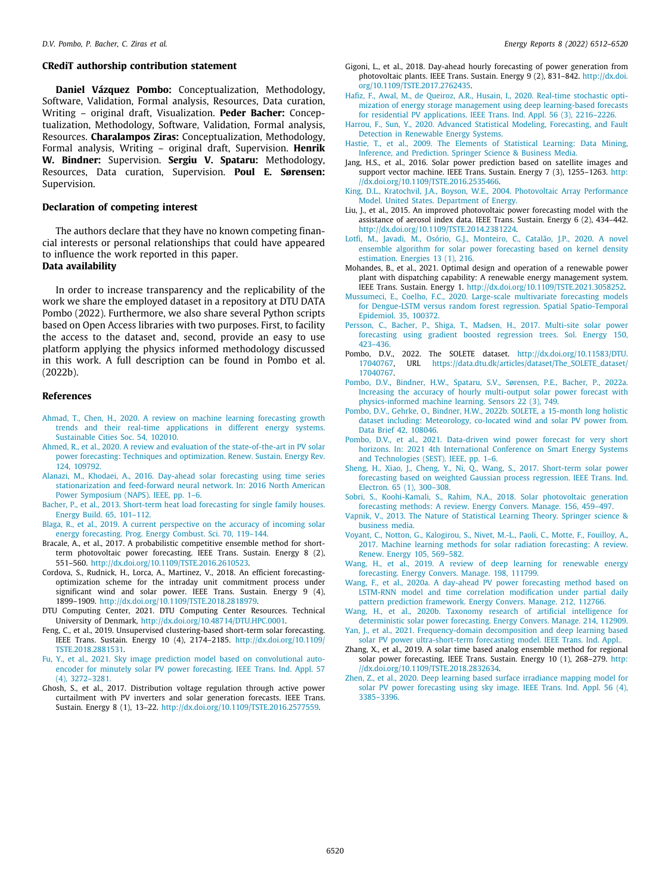## CRediT authorship contribution statement

**Daniel Vázquez Pombo:** Conceptualization, Methodology, Software, Validation, Formal analysis, Resources, Data curation, Writing – original draft, Visualization. **Peder Bacher:** Conceptualization, Methodology, Software, Validation, Formal analysis, Resources. **Charalampos Ziras:** Conceptualization, Methodology, Formal analysis, Writing – original draft, Supervision. **Henrik W. Bindner:** Supervision. **Sergiu V. Spataru:** Methodology, Resources, Data curation, Supervision. **Poul E. Sørensen:** Supervision.

## Declaration of competing interest

The authors declare that they have no known competing financial interests or personal relationships that could have appeared to influence the work reported in this paper.

## Data availability

In order to increase transparency and the replicability of the work we share the employed dataset in a repository at DTU DATA Pombo (2022). Furthermore, we also share several Python scripts based on Open Access libraries with two purposes. First, to facility the access to the dataset and, second, provide an easy to use platform applying the physics informed methodology discussed in this work. A full description can be found in Pombo et al. (2022b).

## References

Ahmad, T., Chen, H., 2020. A review on machine learning forecasting growth trends and their real-time applications in different energy systems. Sustainable Cities Soc. 54, 102010.

Ahmed, R., et al., 2020. A review and evaluation of the state-of-the-art in PV solar power forecasting: Techniques and optimization. Renew. Sustain. Energy Rev. 124, 109792.

Alanazi, M., Khodaei, A., 2016. Day-ahead solar forecasting using time series stationarization and feed-forward neural network. In: 2016 North American Power Symposium (NAPS). IEEE, pp. 1–6.

Bacher, P., et al., 2013. Short-term heat load forecasting for single family houses. Energy Build. 65, 101–112.

Blaga, R., et al., 2019. A current perspective on the accuracy of incoming solar energy forecasting. Prog. Energy Combust. Sci. 70, 119–144.

Bracale, A., et al., 2017. A probabilistic competitive ensemble method for short-term photovoltaic power forecasting. IEEE Trans. Sustain. Energy 8 (2), 551–560. http://dx.doi.org/10.1109/TSTE.2016.2610523.

Cordova, S., Rudnick, H., Lorca, A., Martinez, V., 2018. An efficient forecasting-optimization scheme for the intraday unit commitment process under significant wind and solar power. IEEE Trans. Sustain. Energy 9 (4), 1899–1909. http://dx.doi.org/10.1109/TSTE.2018.2818979.

DTU Computing Center, 2021. DTU Computing Center Resources. Technical University of Denmark, http://dx.doi.org/10.48714/DTU.HPC.0001.

Feng, C., et al., 2019. Unsupervised clustering-based short-term solar forecasting. IEEE Trans. Sustain. Energy 10 (4), 2174–2185. http://dx.doi.org/10.1109/TSTE.2018.2881531.

Fu, Y., et al., 2021. Sky image prediction model based on convolutional auto-encoder for minutely solar PV power forecasting. IEEE Trans. Ind. Appl. 57 (4), 3272–3281.

Ghosh, S., et al., 2017. Distribution voltage regulation through active power curtailment with PV inverters and solar generation forecasts. IEEE Trans. Sustain. Energy 8 (1), 13–22. http://dx.doi.org/10.1109/TSTE.2016.2577559.

Gigoni, L., et al., 2018. Day-ahead hourly forecasting of power generation from photovoltaic plants. IEEE Trans. Sustain. Energy 9 (2), 831–842. http://dx.doi.org/10.1109/TSTE.2017.2762435.

Hafiz, F., Awal, M., de Queiroz, A.R., Husain, I., 2020. Real-time stochastic optimization of energy storage management using deep learning-based forecasts for residential PV applications. IEEE Trans. Ind. Appl. 56 (3), 2216–2226.

Harrou, F., Sun, Y., 2020. Advanced Statistical Modeling, Forecasting, and Fault Detection in Renewable Energy Systems.

Hastie, T., et al., 2009. The Elements of Statistical Learning: Data Mining, Inference, and Prediction. Springer Science & Business Media.

Jang, H.S., et al., 2016. Solar power prediction based on satellite images and support vector machine. IEEE Trans. Sustain. Energy 7 (3), 1255–1263. http://dx.doi.org/10.1109/TSTE.2016.2535466.

King, D.L., Kratochvil, J.A., Boyson, W.E., 2004. Photovoltaic Array Performance Model. United States. Department of Energy.

Liu, J., et al., 2015. An improved photovoltaic power forecasting model with the assistance of aerosol index data. IEEE Trans. Sustain. Energy 6 (2), 434–442. http://dx.doi.org/10.1109/TSTE.2014.2381224.

Lotfi, M., Javadi, M., Osório, G.J., Monteiro, C., Catalão, J.P., 2020. A novel ensemble algorithm for solar power forecasting based on kernel density estimation. Energies 13 (1), 216.

Mohandes, B., et al., 2021. Optimal design and operation of a renewable power plant with dispatching capability: A renewable energy management system. IEEE Trans. Sustain. Energy 1. http://dx.doi.org/10.1109/TSTE.2021.3058252.

Mussumeci, E., Coelho, F.C., 2020. Large-scale multivariate forecasting models for Dengue-LSTM versus random forest regression. Spatial Spatio-Temporal Epidemiol. 35, 100372.

Persson, C., Bacher, P., Shiga, T., Madsen, H., 2017. Multi-site solar power forecasting using gradient boosted regression trees. Sol. Energy 150, 423–436.

Pombo, D.V., 2022. The SOLETE dataset. http://dx.doi.org/10.11583/DTU.17040767, URL https://data.dtu.dk/articles/dataset/The_SOLETE_dataset/17040767.

Pombo, D.V., Bindner, H.W., Spataru, S.V., Sørensen, P.E., Bacher, P., 2022a. Increasing the accuracy of hourly multi-output solar power forecast with physics-informed machine learning. Sensors 22 (3), 749.

Pombo, D.V., Gehrke, O., Bindner, H.W., 2022b. SOLETE, a 15-month long holistic dataset including: Meteorology, co-located wind and solar PV power from. Data Brief 42, 108046.

Pombo, D.V., et al., 2021. Data-driven wind power forecast for very short horizons. In: 2021 4th International Conference on Smart Energy Systems and Technologies (SEST). IEEE, pp. 1–6.

Sheng, H., Xiao, J., Cheng, Y., Ni, Q., Wang, S., 2017. Short-term solar power forecasting based on weighted Gaussian process regression. IEEE Trans. Ind. Electron. 65 (1), 300–308.

Sobri, S., Koohi-Kamali, S., Rahim, N.A., 2018. Solar photovoltaic generation forecasting methods: A review. Energy Convers. Manage. 156, 459–497.

Vapnik, V., 2013. The Nature of Statistical Learning Theory. Springer science & business media.

Voyant, C., Notton, G., Kalogirou, S., Nivet, M.-L., Paoli, C., Motte, F., Fouilloy, A., 2017. Machine learning methods for solar radiation forecasting: A review. Renew. Energy 105, 569–582.

Wang, H., et al., 2019. A review of deep learning for renewable energy forecasting. Energy Convers. Manage. 198, 111799.

Wang, F., et al., 2020a. A day-ahead PV power forecasting method based on LSTM-RNN model and time correlation modification under partial daily pattern prediction framework. Energy Convers. Manage. 212, 112766.

Wang, H., et al., 2020b. Taxonomy research of artificial intelligence for deterministic solar power forecasting. Energy Convers. Manage. 214, 112909.

Yan, J., et al., 2021. Frequency-domain decomposition and deep learning based solar PV power ultra-short-term forecasting model. IEEE Trans. Ind. Appl..

Zhang, X., et al., 2019. A solar time based analog ensemble method for regional solar power forecasting. IEEE Trans. Sustain. Energy 10 (1), 268–279. http://dx.doi.org/10.1109/TSTE.2018.2832634.

Zhen, Z., et al., 2020. Deep learning based surface irradiance mapping model for solar PV power forecasting using sky image. IEEE Trans. Ind. Appl. 56 (4), 3385–3396.